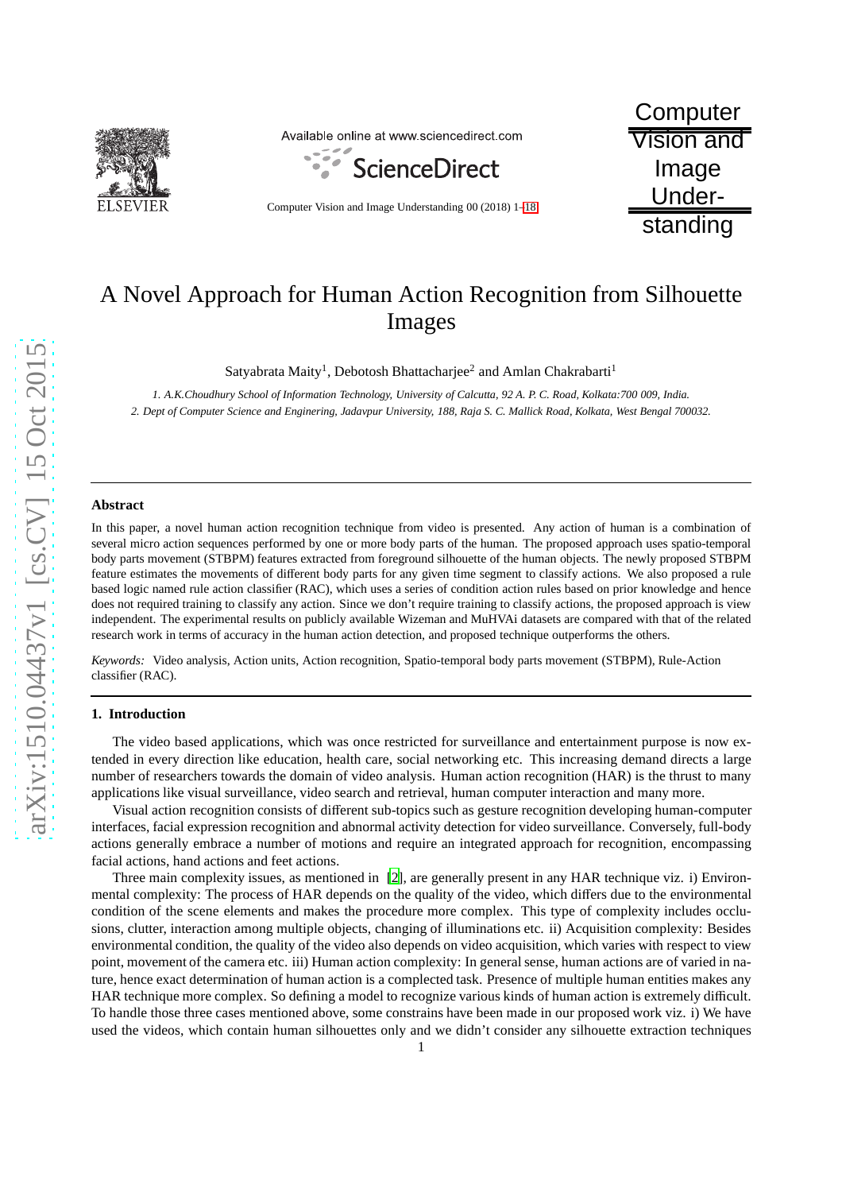# A Novel Approach for Human Action Recognition from Silhouette Images

Satyabrata Maity[1], Debotosh Bhattacharjee[2] and Amlan Chakrabarti[1]

*1. A.K.Choudhury School of Information Technology, University of Calcutta, 92 A. P. C. Road, Kolkata:700 009, India.*

*2. Dept of Computer Science and Enginering, Jadavpur University, 188, Raja S. C. Mallick Road, Kolkata, West Bengal 700032.*

---

**Abstract**

In this paper, a novel human action recognition technique from video is presented. Any action of human is a combination of several micro action sequences performed by one or more body parts of the human. The proposed approach uses spatio-temporal body parts movement (STBPM) features extracted from foreground silhouette of the human objects. The newly proposed STBPM feature estimates the movements of different body parts for any given time segment to classify actions. We also proposed a rule based logic named rule action classifier (RAC), which uses a series of condition action rules based on prior knowledge and hence does not required training to classify any action. Since we don't require training to classify actions, the proposed approach is view independent. The experimental results on publicly available Wizeman and MuHVAi datasets are compared with that of the related research work in terms of accuracy in the human action detection, and proposed technique outperforms the others.

*Keywords:* Video analysis, Action units, Action recognition, Spatio-temporal body parts movement (STBPM), Rule-Action classifier (RAC).

---

## 1. Introduction

The video based applications, which was once restricted for surveillance and entertainment purpose is now extended in every direction like education, health care, social networking etc. This increasing demand directs a large number of researchers towards the domain of video analysis. Human action recognition (HAR) is the thrust to many applications like visual surveillance, video search and retrieval, human computer interaction and many more.

Visual action recognition consists of different sub-topics such as gesture recognition developing human-computer interfaces, facial expression recognition and abnormal activity detection for video surveillance. Conversely, full-body actions generally embrace a number of motions and require an integrated approach for recognition, encompassing facial actions, hand actions and feet actions.

Three main complexity issues, as mentioned in [2], are generally present in any HAR technique viz. i) Environmental complexity: The process of HAR depends on the quality of the video, which differs due to the environmental condition of the scene elements and makes the procedure more complex. This type of complexity includes occlusions, clutter, interaction among multiple objects, changing of illuminations etc. ii) Acquisition complexity: Besides environmental condition, the quality of the video also depends on video acquisition, which varies with respect to view point, movement of the camera etc. iii) Human action complexity: In general sense, human actions are of varied in nature, hence exact determination of human action is a completed task. Presence of multiple human entities makes any HAR technique more complex. So defining a model to recognize various kinds of human action is extremely difficult. To handle those three cases mentioned above, some constrains have been made in our proposed work viz. i) We have used the videos, which contain human silhouettes only and we didn't consider any silhouette extraction techniques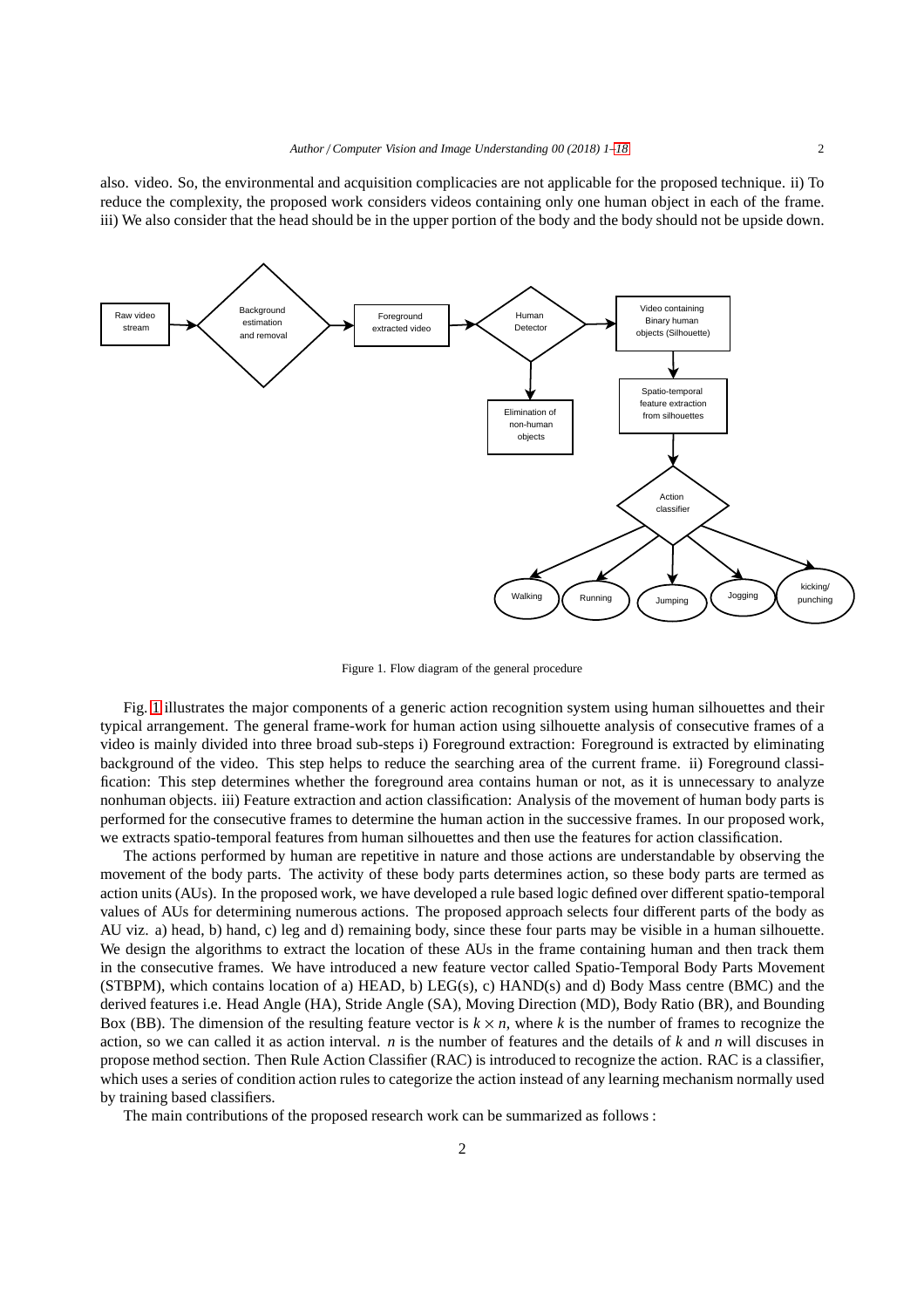also. video. So, the environmental and acquisition complicacies are not applicable for the proposed technique. ii) To reduce the complexity, the proposed work considers videos containing only one human object in each of the frame. iii) We also consider that the head should be in the upper portion of the body and the body should not be upside down.

Figure 1. Flow diagram of the general procedure

Fig. 1 illustrates the major components of a generic action recognition system using human silhouettes and their typical arrangement. The general frame-work for human action using silhouette analysis of consecutive frames of a video is mainly divided into three broad sub-steps i) Foreground extraction: Foreground is extracted by eliminating background of the video. This step helps to reduce the searching area of the current frame. ii) Foreground classification: This step determines whether the foreground area contains human or not, as it is unnecessary to analyze nonhuman objects. iii) Feature extraction and action classification: Analysis of the movement of human body parts is performed for the consecutive frames to determine the human action in the successive frames. In our proposed work, we extracts spatio-temporal features from human silhouettes and then use the features for action classification.

The actions performed by human are repetitive in nature and those actions are understandable by observing the movement of the body parts. The activity of these body parts determines action, so these body parts are termed as action units (AUs). In the proposed work, we have developed a rule based logic defined over different spatio-temporal values of AUs for determining numerous actions. The proposed approach selects four different parts of the body as AU viz. a) head, b) hand, c) leg and d) remaining body, since these four parts may be visible in a human silhouette. We design the algorithms to extract the location of these AUs in the frame containing human and then track them in the consecutive frames. We have introduced a new feature vector called Spatio-Temporal Body Parts Movement (STBPM), which contains location of a) HEAD, b) LEG(s), c) HAND(s) and d) Body Mass centre (BMC) and the derived features i.e. Head Angle (HA), Stride Angle (SA), Moving Direction (MD), Body Ratio (BR), and Bounding Box (BB). The dimension of the resulting feature vector is $k \times n$, where $k$ is the number of frames to recognize the action, so we can called it as action interval. $n$ is the number of features and the details of $k$ and $n$ will discuses in propose method section. Then Rule Action Classifier (RAC) is introduced to recognize the action. RAC is a classifier, which uses a series of condition action rules to categorize the action instead of any learning mechanism normally used by training based classifiers.

The main contributions of the proposed research work can be summarized as follows :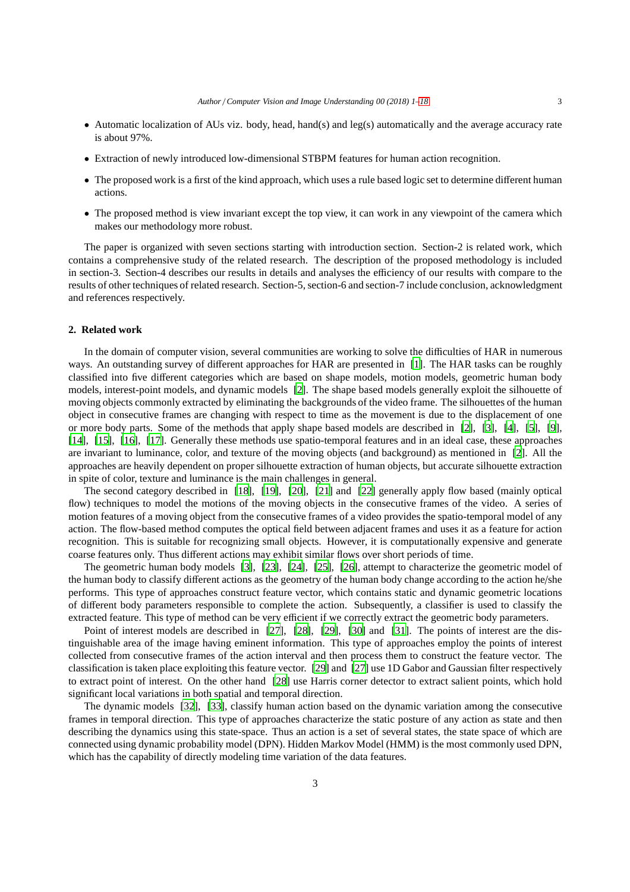- Automatic localization of AUs viz. body, head, hand(s) and leg(s) automatically and the average accuracy rate is about 97%.
- Extraction of newly introduced low-dimensional STBPM features for human action recognition.
- The proposed work is a first of the kind approach, which uses a rule based logic set to determine different human actions.
- The proposed method is view invariant except the top view, it can work in any viewpoint of the camera which makes our methodology more robust.

The paper is organized with seven sections starting with introduction section. Section-2 is related work, which contains a comprehensive study of the related research. The description of the proposed methodology is included in section-3. Section-4 describes our results in details and analyses the efficiency of our results with compare to the results of other techniques of related research. Section-5, section-6 and section-7 include conclusion, acknowledgment and references respectively.

## 2. Related work

In the domain of computer vision, several communities are working to solve the difficulties of HAR in numerous ways. An outstanding survey of different approaches for HAR are presented in [1]. The HAR tasks can be roughly classified into five different categories which are based on shape models, motion models, geometric human body models, interest-point models, and dynamic models [2]. The shape based models generally exploit the silhouette of moving objects commonly extracted by eliminating the backgrounds of the video frame. The silhouettes of the human object in consecutive frames are changing with respect to time as the movement is due to the displacement of one or more body parts. Some of the methods that apply shape based models are described in [2], [3], [4], [5], [9], [14], [15], [16], [17]. Generally these methods use spatio-temporal features and in an ideal case, these approaches are invariant to luminance, color, and texture of the moving objects (and background) as mentioned in [2]. All the approaches are heavily dependent on proper silhouette extraction of human objects, but accurate silhouette extraction in spite of color, texture and luminance is the main challenges in general.

The second category described in [18], [19], [20], [21] and [22] generally apply flow based (mainly optical flow) techniques to model the motions of the moving objects in the consecutive frames of the video. A series of motion features of a moving object from the consecutive frames of a video provides the spatio-temporal model of any action. The flow-based method computes the optical field between adjacent frames and uses it as a feature for action recognition. This is suitable for recognizing small objects. However, it is computationally expensive and generate coarse features only. Thus different actions may exhibit similar flows over short periods of time.

The geometric human body models [3], [23], [24], [25], [26], attempt to characterize the geometric model of the human body to classify different actions as the geometry of the human body change according to the action he/she performs. This type of approaches construct feature vector, which contains static and dynamic geometric locations of different body parameters responsible to complete the action. Subsequently, a classifier is used to classify the extracted feature. This type of method can be very efficient if we correctly extract the geometric body parameters.

Point of interest models are described in [27], [28], [29], [30] and [31]. The points of interest are the distinguishable area of the image having eminent information. This type of approaches employ the points of interest collected from consecutive frames of the action interval and then process them to construct the feature vector. The classification is taken place exploiting this feature vector. [29] and [27] use 1D Gabor and Gaussian filter respectively to extract point of interest. On the other hand [28] use Harris corner detector to extract salient points, which hold significant local variations in both spatial and temporal direction.

The dynamic models [32], [33], classify human action based on the dynamic variation among the consecutive frames in temporal direction. This type of approaches characterize the static posture of any action as state and then describing the dynamics using this state-space. Thus an action is a set of several states, the state space of which are connected using dynamic probability model (DPN). Hidden Markov Model (HMM) is the most commonly used DPN, which has the capability of directly modeling time variation of the data features.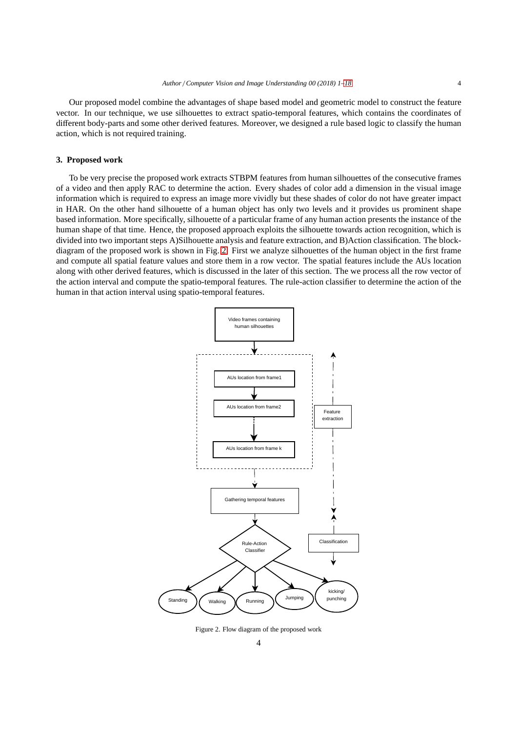Our proposed model combine the advantages of shape based model and geometric model to construct the feature vector. In our technique, we use silhouettes to extract spatio-temporal features, which contains the coordinates of different body-parts and some other derived features. Moreover, we designed a rule based logic to classify the human action, which is not required training.

## 3. Proposed work

To be very precise the proposed work extracts STBPM features from human silhouettes of the consecutive frames of a video and then apply RAC to determine the action. Every shades of color add a dimension in the visual image information which is required to express an image more vividly but these shades of color do not have greater impact in HAR. On the other hand silhouette of a human object has only two levels and it provides us prominent shape based information. More specifically, silhouette of a particular frame of any human action presents the instance of the human shape of that time. Hence, the proposed approach exploits the silhouette towards action recognition, which is divided into two important steps A)Silhouette analysis and feature extraction, and B)Action classification. The block-diagram of the proposed work is shown in Fig. 2. First we analyze silhouettes of the human object in the first frame and compute all spatial feature values and store them in a row vector. The spatial features include the AUs location along with other derived features, which is discussed in the later of this section. The we process all the row vector of the action interval and compute the spatio-temporal features. The rule-action classifier to determine the action of the human in that action interval using spatio-temporal features.

Figure 2. Flow diagram of the proposed work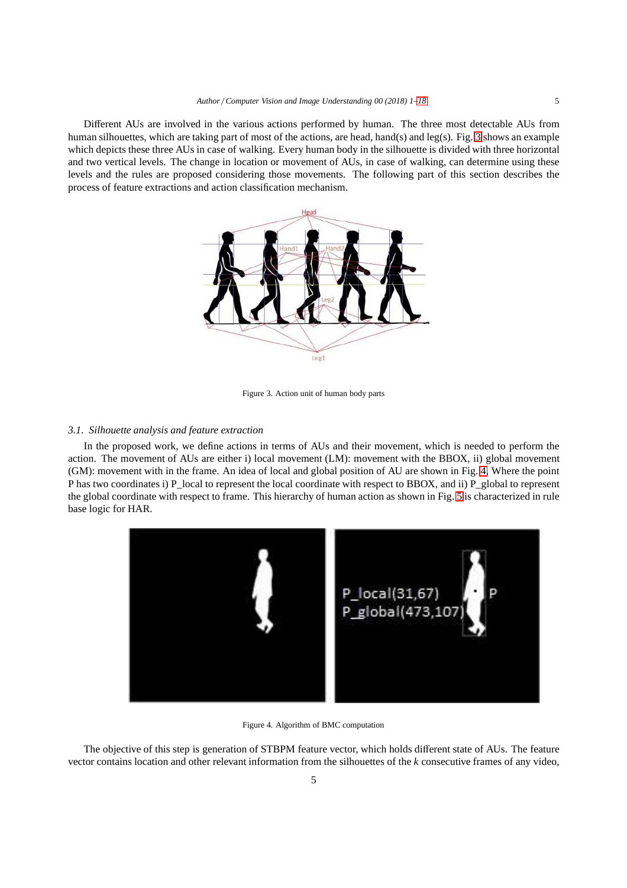Different AUs are involved in the various actions performed by human. The three most detectable AUs from human silhouettes, which are taking part of most of the actions, are head, hand(s) and leg(s). Fig. 3 shows an example which depicts these three AUs in case of walking. Every human body in the silhouette is divided with three horizontal and two vertical levels. The change in location or movement of AUs, in case of walking, can determine using these levels and the rules are proposed considering those movements. The following part of this section describes the process of feature extractions and action classification mechanism.

Figure 3. Action unit of human body parts

### *3.1. Silhouette analysis and feature extraction*

In the proposed work, we define actions in terms of AUs and their movement, which is needed to perform the action. The movement of AUs are either i) local movement (LM): movement with the BBOX, ii) global movement (GM): movement with in the frame. An idea of local and global position of AU are shown in Fig. 4. Where the point P has two coordinates i) P_local to represent the local coordinate with respect to BBOX, and ii) P_global to represent the global coordinate with respect to frame. This hierarchy of human action as shown in Fig. 5 is characterized in rule base logic for HAR.

Figure 4. Algorithm of BMC computation

The objective of this step is generation of STBPM feature vector, which holds different state of AUs. The feature vector contains location and other relevant information from the silhouettes of the *k* consecutive frames of any video,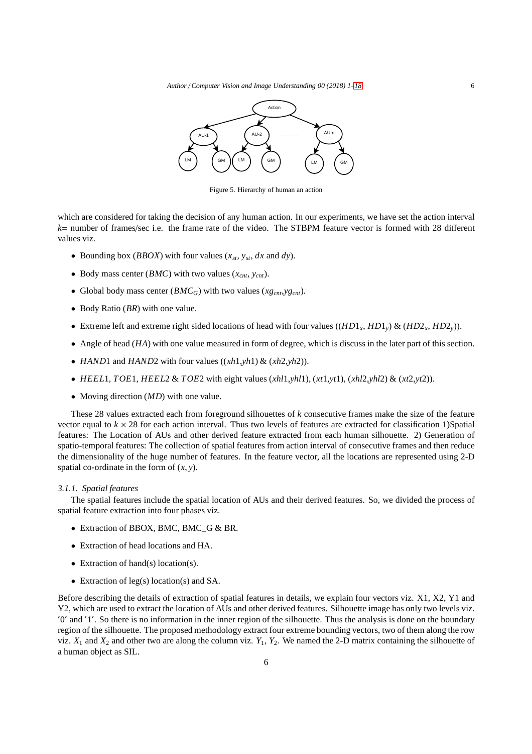Figure 5. Hierarchy of human an action

which are considered for taking the decision of any human action. In our experiments, we have set the action interval $k$= number of frames/sec i.e. the frame rate of the video. The STBPM feature vector is formed with 28 different values viz.

- Bounding box (*BBOX*) with four values ($x_{st}$, $y_{st}$, $dx$ and $dy$).
- Body mass center (*BMC*) with two values ($x_{cnt}$, $y_{cnt}$).
- Global body mass center ($BMC_G$) with two values ($xg_{cnt}$,$yg_{cnt}$).
- Body Ratio (*BR*) with one value.
- Extreme left and extreme right sided locations of head with four values (($HD1_x$, $HD1_y$) & ($HD2_x$, $HD2_y$)).
- Angle of head (*HA*) with one value measured in form of degree, which is discuss in the later part of this section.
- $HAND1$ and $HAND2$ with four values (($xh1$,$yh1$) & ($xh2$,$yh2$)).
- $HEEL1$, $TOE1$, $HEEL2$ & $TOE2$ with eight values ($xhl1$,$yhl1$), ($xt1$,$yt1$), ($xhl2$,$yhl2$) & ($xt2$,$yt2$)).
- Moving direction (*MD*) with one value.

These 28 values extracted each from foreground silhouettes of $k$ consecutive frames make the size of the feature vector equal to $k \times 28$ for each action interval. Thus two levels of features are extracted for classification 1)Spatial features: The Location of AUs and other derived feature extracted from each human silhouette. 2) Generation of spatio-temporal features: The collection of spatial features from action interval of consecutive frames and then reduce the dimensionality of the huge number of features. In the feature vector, all the locations are represented using 2-D spatial co-ordinate in the form of $(x, y)$.

### 3.1.1. Spatial features

The spatial features include the spatial location of AUs and their derived features. So, we divided the process of spatial feature extraction into four phases viz.

- Extraction of BBOX, BMC, BMC_G & BR.
- Extraction of head locations and HA.
- Extraction of hand(s) location(s).
- Extraction of leg(s) location(s) and SA.

Before describing the details of extraction of spatial features in details, we explain four vectors viz. X1, X2, Y1 and Y2, which are used to extract the location of AUs and other derived features. Silhouette image has only two levels viz. $'0'$ and $'1'$. So there is no information in the inner region of the silhouette. Thus the analysis is done on the boundary region of the silhouette. The proposed methodology extract four extreme bounding vectors, two of them along the row viz. $X_1$ and $X_2$ and other two are along the column viz. $Y_1$, $Y_2$. We named the 2-D matrix containing the silhouette of a human object as SIL.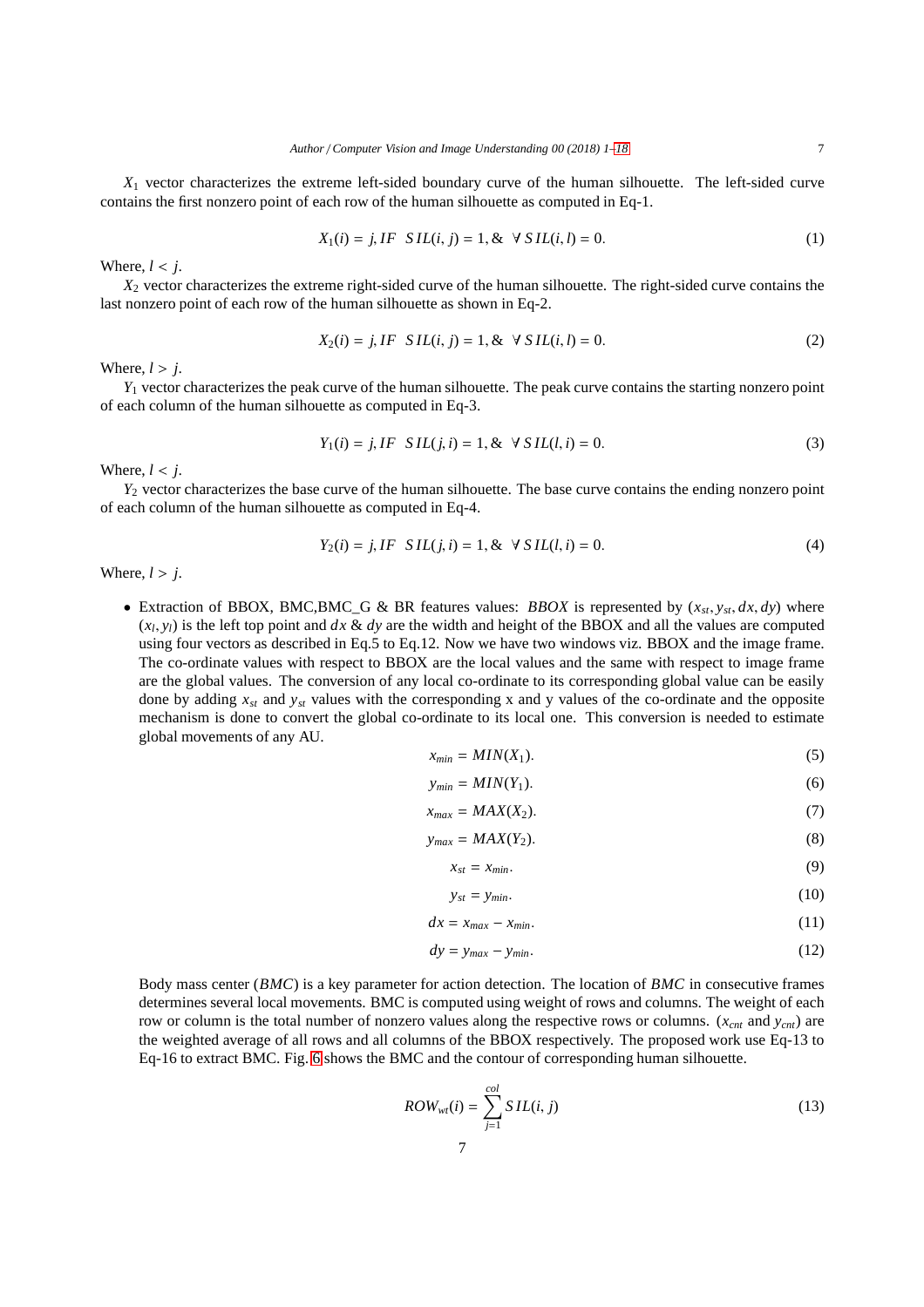$X_1$ vector characterizes the extreme left-sided boundary curve of the human silhouette. The left-sided curve contains the first nonzero point of each row of the human silhouette as computed in Eq-1.

$$X_1(i) = j, IF \;\; SIL(i, j) = 1, \& \;\; \forall \, SIL(i, l) = 0. \tag{1}$$

Where, $l < j$.

$X_2$ vector characterizes the extreme right-sided curve of the human silhouette. The right-sided curve contains the last nonzero point of each row of the human silhouette as shown in Eq-2.

$$X_2(i) = j, IF \;\; SIL(i, j) = 1, \& \;\; \forall \, SIL(i, l) = 0. \tag{2}$$

Where, $l > j$.

$Y_1$ vector characterizes the peak curve of the human silhouette. The peak curve contains the starting nonzero point of each column of the human silhouette as computed in Eq-3.

$$Y_1(i) = j, IF \;\; SIL(j, i) = 1, \& \;\; \forall \, SIL(l, i) = 0. \tag{3}$$

Where, $l < j$.

$Y_2$ vector characterizes the base curve of the human silhouette. The base curve contains the ending nonzero point of each column of the human silhouette as computed in Eq-4.

$$Y_2(i) = j, IF \;\; SIL(j, i) = 1, \& \;\; \forall \, SIL(l, i) = 0. \tag{4}$$

Where, $l > j$.

- Extraction of BBOX, BMC,BMC_G & BR features values: *BBOX* is represented by $(x_{st}, y_{st}, dx, dy)$ where $(x_l, y_l)$ is the left top point and $dx$ & $dy$ are the width and height of the BBOX and all the values are computed using four vectors as described in Eq.5 to Eq.12. Now we have two windows viz. BBOX and the image frame. The co-ordinate values with respect to BBOX are the local values and the same with respect to image frame are the global values. The conversion of any local co-ordinate to its corresponding global value can be easily done by adding $x_{st}$ and $y_{st}$ values with the corresponding x and y values of the co-ordinate and the opposite mechanism is done to convert the global co-ordinate to its local one. This conversion is needed to estimate global movements of any AU.

$$x_{min} = MIN(X_1). \tag{5}$$

$$y_{min} = MIN(Y_1). \tag{6}$$

$$x_{max} = MAX(X_2). \tag{7}$$

$$y_{max} = MAX(Y_2). \tag{8}$$

$$x_{st} = x_{min}. \tag{9}$$

$$y_{st} = y_{min}. \tag{10}$$

$$dx = x_{max} - x_{min}. \tag{11}$$

$$dy = y_{max} - y_{min}. \tag{12}$$

Body mass center (*BMC*) is a key parameter for action detection. The location of *BMC* in consecutive frames determines several local movements. BMC is computed using weight of rows and columns. The weight of each row or column is the total number of nonzero values along the respective rows or columns. ($x_{cnt}$ and $y_{cnt}$) are the weighted average of all rows and all columns of the BBOX respectively. The proposed work use Eq-13 to Eq-16 to extract BMC. Fig. 6 shows the BMC and the contour of corresponding human silhouette.

$$ROW_{wt}(i) = \sum_{j=1}^{col} SIL(i, j) \tag{13}$$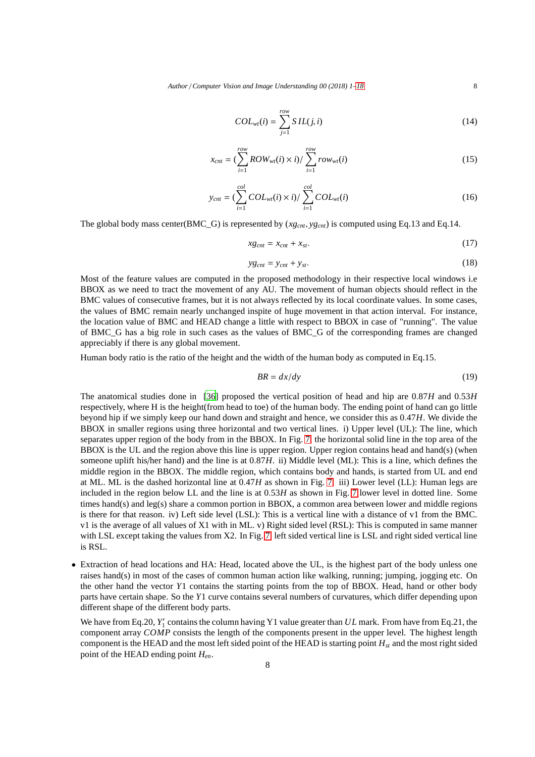$$COL_{wt}(i) = \sum_{j=1}^{row} SIL(j, i) \tag{14}$$

$$x_{cnt} = (\sum_{i=1}^{row} ROW_{wt}(i) \times i) / \sum_{i=1}^{row} row_{wt}(i) \tag{15}$$

$$y_{cnt} = (\sum_{i=1}^{col} COL_{wt}(i) \times i) / \sum_{i=1}^{col} COL_{wt}(i) \tag{16}$$

The global body mass center(BMC_G) is represented by $(xg_{cnt}, yg_{cnt})$ is computed using Eq.13 and Eq.14.

$$xg_{cnt} = x_{cnt} + x_{st}. \tag{17}$$

$$yg_{cnt} = y_{cnt} + y_{st}. \tag{18}$$

Most of the feature values are computed in the proposed methodology in their respective local windows i.e BBOX as we need to tract the movement of any AU. The movement of human objects should reflect in the BMC values of consecutive frames, but it is not always reflected by its local coordinate values. In some cases, the values of BMC remain nearly unchanged inspite of huge movement in that action interval. For instance, the location value of BMC and HEAD change a little with respect to BBOX in case of "running". The value of BMC_G has a big role in such cases as the values of BMC_G of the corresponding frames are changed appreciably if there is any global movement.

Human body ratio is the ratio of the height and the width of the human body as computed in Eq.15.

$$BR = dx/dy \tag{19}$$

The anatomical studies done in [36] proposed the vertical position of head and hip are $0.87H$ and $0.53H$ respectively, where H is the height(from head to toe) of the human body. The ending point of hand can go little beyond hip if we simply keep our hand down and straight and hence, we consider this as $0.47H$. We divide the BBOX in smaller regions using three horizontal and two vertical lines. i) Upper level (UL): The line, which separates upper region of the body from in the BBOX. In Fig. 7, the horizontal solid line in the top area of the BBOX is the UL and the region above this line is upper region. Upper region contains head and hand(s) (when someone uplift his/her hand) and the line is at $0.87H$. ii) Middle level (ML): This is a line, which defines the middle region in the BBOX. The middle region, which contains body and hands, is started from UL and end at ML. ML is the dashed horizontal line at $0.47H$ as shown in Fig. 7. iii) Lower level (LL): Human legs are included in the region below LL and the line is at $0.53H$ as shown in Fig. 7 lower level in dotted line. Some times hand(s) and leg(s) share a common portion in BBOX, a common area between lower and middle regions is there for that reason. iv) Left side level (LSL): This is a vertical line with a distance of v1 from the BMC. v1 is the average of all values of X1 with in ML. v) Right sided level (RSL): This is computed in same manner with LSL except taking the values from X2. In Fig. 7, left sided vertical line is LSL and right sided vertical line is RSL.

- Extraction of head locations and HA: Head, located above the UL, is the highest part of the body unless one raises hand(s) in most of the cases of common human action like walking, running; jumping, jogging etc. On the other hand the vector $Y1$ contains the starting points from the top of BBOX. Head, hand or other body parts have certain shape. So the $Y1$ curve contains several numbers of curvatures, which differ depending upon different shape of the different body parts.

  We have from Eq.20, $Y_1'$ contains the column having Y1 value greater than $UL$ mark. From have from Eq.21, the component array $COMP$ consists the length of the components present in the upper level. The highest length component is the HEAD and the most left sided point of the HEAD is starting point $H_{st}$ and the most right sided point of the HEAD ending point $H_{en}$.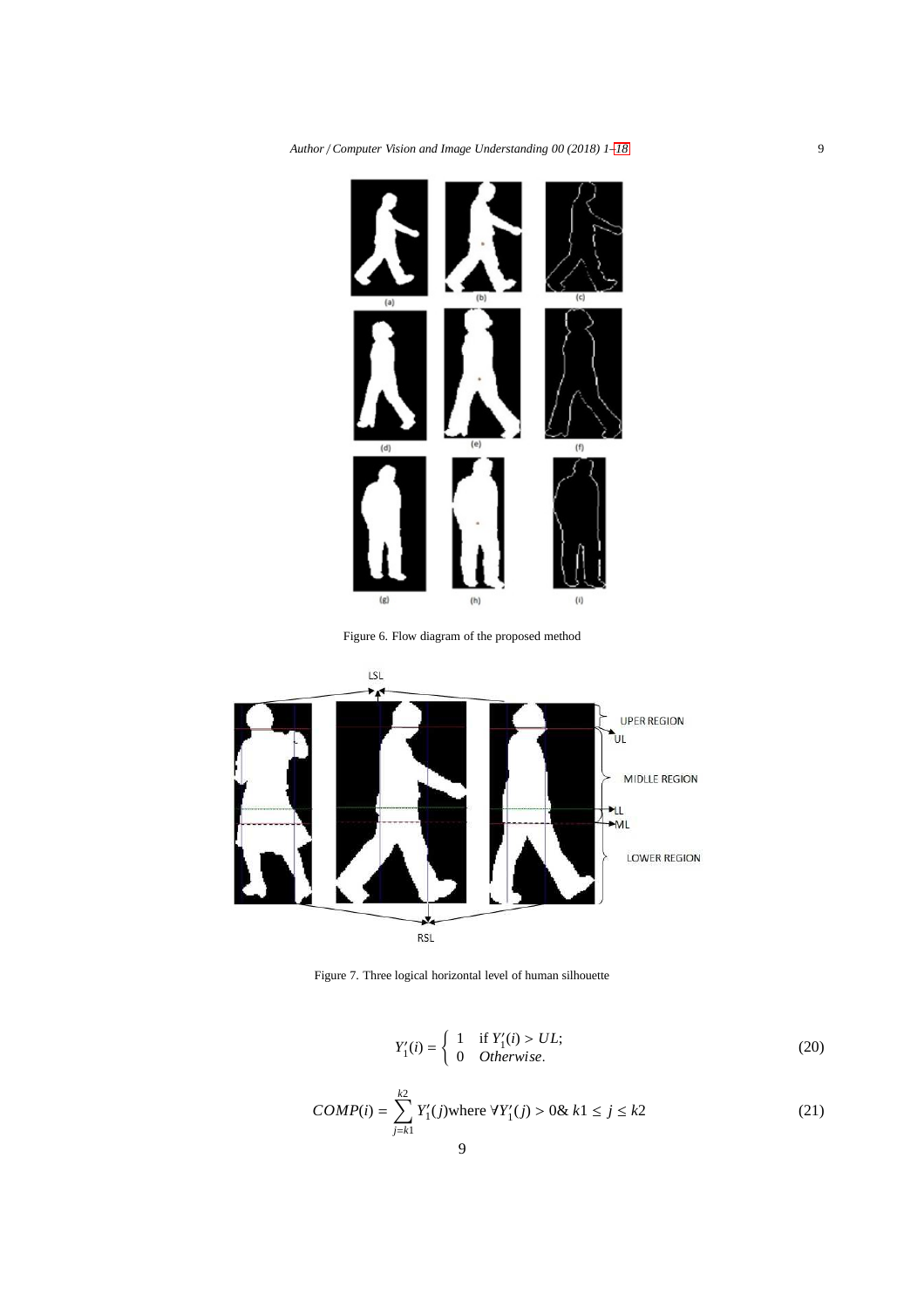Figure 6. Flow diagram of the proposed method

Figure 7. Three logical horizontal level of human silhouette

$$Y_1'(i) = \begin{cases} 1 & \text{if } Y_1'(i) > UL; \\ 0 & \textit{Otherwise}. \end{cases} \tag{20}$$

$$COMP(i) = \sum_{j=k1}^{k2} Y_1'(j) \text{where } \forall Y_1'(j) > 0 \& \ k1 \leq j \leq k2 \tag{21}$$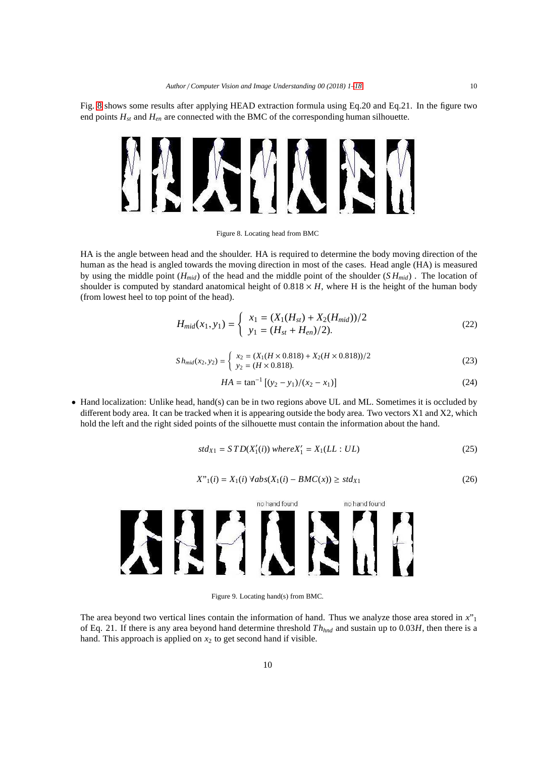Fig. 8 shows some results after applying HEAD extraction formula using Eq.20 and Eq.21. In the figure two end points $H_{st}$ and $H_{en}$ are connected with the BMC of the corresponding human silhouette.

Figure 8. Locating head from BMC

HA is the angle between head and the shoulder. HA is required to determine the body moving direction of the human as the head is angled towards the moving direction in most of the cases. Head angle (HA) is measured by using the middle point ($H_{mid}$) of the head and the middle point of the shoulder ($SH_{mid}$) . The location of shoulder is computed by standard anatomical height of $0.818 \times H$, where H is the height of the human body (from lowest heel to top point of the head).

$$H_{mid}(x_1, y_1) = \begin{cases} x_1 = (X_1(H_{st}) + X_2(H_{mid}))/2 \\ y_1 = (H_{st} + H_{en})/2). \end{cases} \tag{22}$$

$$Sh_{mid}(x_2, y_2) = \begin{cases} x_2 = (X_1(H \times 0.818) + X_2(H \times 0.818))/2 \\ y_2 = (H \times 0.818). \end{cases} \tag{23}$$

$$HA = \tan^{-1}\left[(y_2 - y_1)/(x_2 - x_1)\right] \tag{24}$$

- Hand localization: Unlike head, hand(s) can be in two regions above UL and ML. Sometimes it is occluded by different body area. It can be tracked when it is appearing outside the body area. Two vectors X1 and X2, which hold the left and the right sided points of the silhouette must contain the information about the hand.

$$std_{X1} = STD(X_1'(i)) \; where X_1' = X_1(LL : UL) \tag{25}$$

$$X"_1(i) = X_1(i) \; \forall abs(X_1(i) - BMC(x)) \geq std_{X1} \tag{26}$$

Figure 9. Locating hand(s) from BMC.

The area beyond two vertical lines contain the information of hand. Thus we analyze those area stored in $x"_1$ of Eq. 21. If there is any area beyond hand determine threshold $Th_{hnd}$ and sustain up to $0.03H$, then there is a hand. This approach is applied on $x_2$ to get second hand if visible.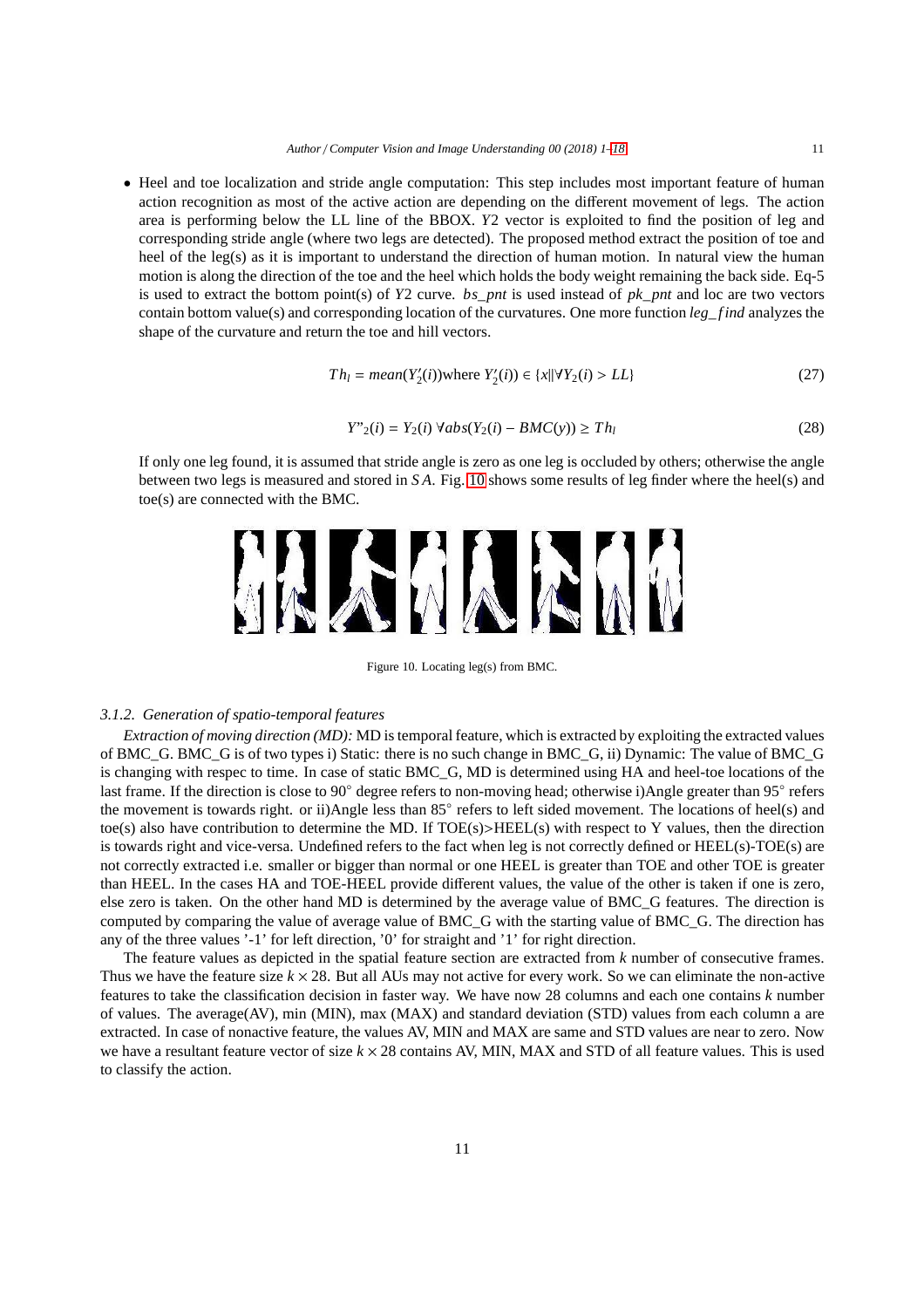- Heel and toe localization and stride angle computation: This step includes most important feature of human action recognition as most of the active action are depending on the different movement of legs. The action area is performing below the LL line of the BBOX. $Y2$ vector is exploited to find the position of leg and corresponding stride angle (where two legs are detected). The proposed method extract the position of toe and heel of the leg(s) as it is important to understand the direction of human motion. In natural view the human motion is along the direction of the toe and the heel which holds the body weight remaining the back side. Eq-5 is used to extract the bottom point(s) of $Y2$ curve. *bs_pnt* is used instead of *pk_pnt* and loc are two vectors contain bottom value(s) and corresponding location of the curvatures. One more function *leg_find* analyzes the shape of the curvature and return the toe and hill vectors.

$$Th_l = mean(Y_2'(i)) \text{where } Y_2'(i)) \in \{x \| \forall Y_2(i) > LL\} \tag{27}$$

$$Y"_2(i) = Y_2(i) \; \forall abs(Y_2(i) - BMC(y)) \geq Th_l \tag{28}$$

If only one leg found, it is assumed that stride angle is zero as one leg is occluded by others; otherwise the angle between two legs is measured and stored in $SA$. Fig. 10 shows some results of leg finder where the heel(s) and toe(s) are connected with the BMC.

Figure 10. Locating leg(s) from BMC.

#### 3.1.2. Generation of spatio-temporal features

*Extraction of moving direction (MD):* MD is temporal feature, which is extracted by exploiting the extracted values of BMC_G. BMC_G is of two types i) Static: there is no such change in BMC_G, ii) Dynamic: The value of BMC_G is changing with respec to time. In case of static BMC_G, MD is determined using HA and heel-toe locations of the last frame. If the direction is close to 90° degree refers to non-moving head; otherwise i)Angle greater than 95° refers the movement is towards right. or ii)Angle less than 85° refers to left sided movement. The locations of heel(s) and toe(s) also have contribution to determine the MD. If TOE(s)>HEEL(s) with respect to Y values, then the direction is towards right and vice-versa. Undefined refers to the fact when leg is not correctly defined or HEEL(s)-TOE(s) are not correctly extracted i.e. smaller or bigger than normal or one HEEL is greater than TOE and other TOE is greater than HEEL. In the cases HA and TOE-HEEL provide different values, the value of the other is taken if one is zero, else zero is taken. On the other hand MD is determined by the average value of BMC_G features. The direction is computed by comparing the value of average value of BMC_G with the starting value of BMC_G. The direction has any of the three values '-1' for left direction, '0' for straight and '1' for right direction.

The feature values as depicted in the spatial feature section are extracted from $k$ number of consecutive frames. Thus we have the feature size $k \times 28$. But all AUs may not active for every work. So we can eliminate the non-active features to take the classification decision in faster way. We have now 28 columns and each one contains $k$ number of values. The average(AV), min (MIN), max (MAX) and standard deviation (STD) values from each column a are extracted. In case of nonactive feature, the values AV, MIN and MAX are same and STD values are near to zero. Now we have a resultant feature vector of size $k \times 28$ contains AV, MIN, MAX and STD of all feature values. This is used to classify the action.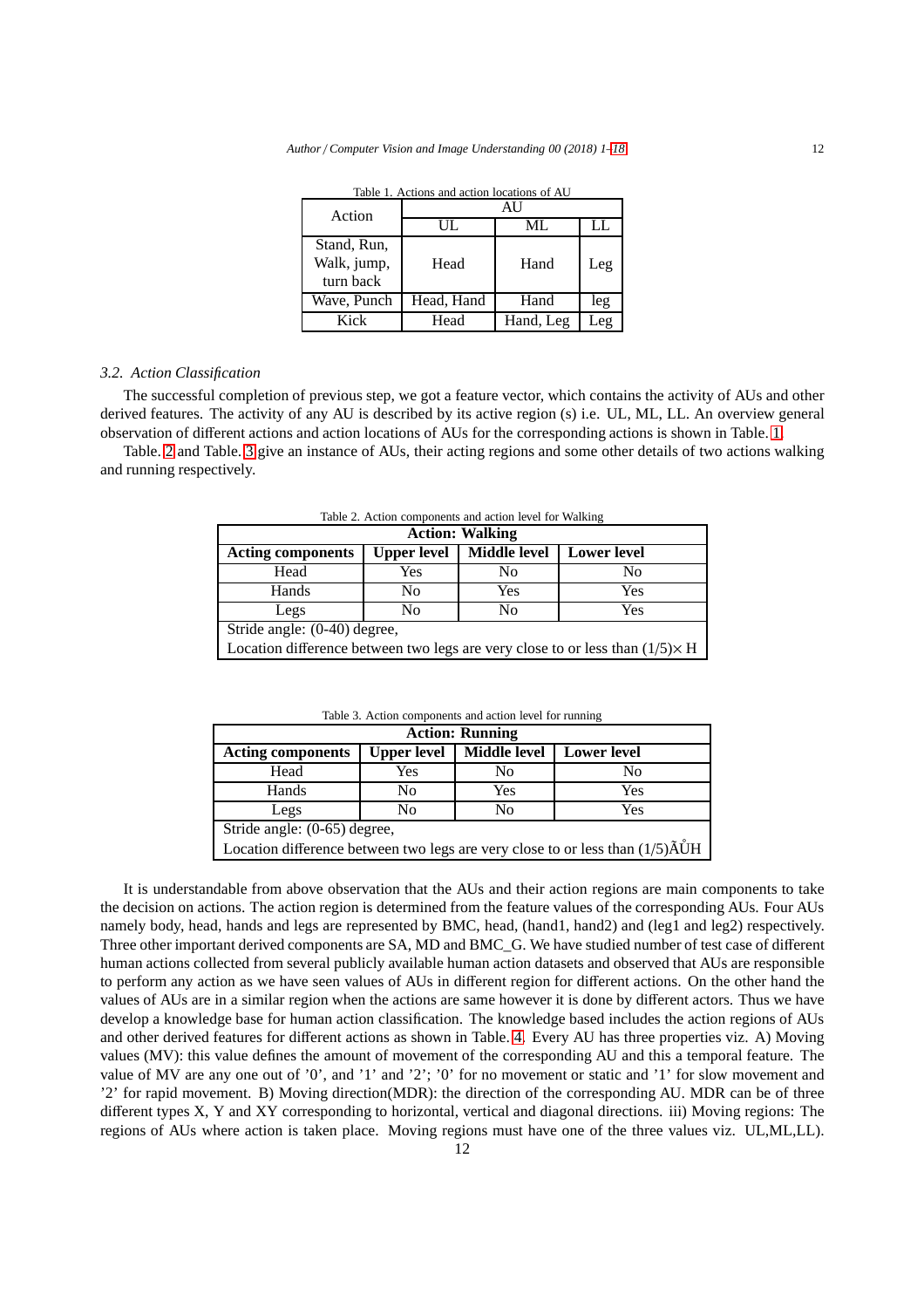Table 1. Actions and action locations of AU

| Action | AU | | |
|---|---|---|---|
| | UL | ML | LL |
| Stand, Run, Walk, jump, turn back | Head | Hand | Leg |
| Wave, Punch | Head, Hand | Hand | leg |
| Kick | Head | Hand, Leg | Leg |

### 3.2. Action Classification

The successful completion of previous step, we got a feature vector, which contains the activity of AUs and other derived features. The activity of any AU is described by its active region (s) i.e. UL, ML, LL. An overview general observation of different actions and action locations of AUs for the corresponding actions is shown in Table. 1.

Table. 2 and Table. 3 give an instance of AUs, their acting regions and some other details of two actions walking and running respectively.

Table 2. Action components and action level for Walking

| **Action: Walking** | | | |
|---|---|---|---|
| **Acting components** | **Upper level** | **Middle level** | **Lower level** |
| Head | Yes | No | No |
| Hands | No | Yes | Yes |
| Legs | No | No | Yes |
| Stride angle: (0-40) degree, | | | |
| Location difference between two legs are very close to or less than (1/5)× H | | | |

Table 3. Action components and action level for running

| **Action: Running** | | | |
|---|---|---|---|
| **Acting components** | **Upper level** | **Middle level** | **Lower level** |
| Head | Yes | No | No |
| Hands | No | Yes | Yes |
| Legs | No | No | Yes |
| Stride angle: (0-65) degree, | | | |
| Location difference between two legs are very close to or less than (1/5)ÃŮH | | | |

It is understandable from above observation that the AUs and their action regions are main components to take the decision on actions. The action region is determined from the feature values of the corresponding AUs. Four AUs namely body, head, hands and legs are represented by BMC, head, (hand1, hand2) and (leg1 and leg2) respectively. Three other important derived components are SA, MD and BMC_G. We have studied number of test case of different human actions collected from several publicly available human action datasets and observed that AUs are responsible to perform any action as we have seen values of AUs in different region for different actions. On the other hand the values of AUs are in a similar region when the actions are same however it is done by different actors. Thus we have develop a knowledge base for human action classification. The knowledge based includes the action regions of AUs and other derived features for different actions as shown in Table. 4. Every AU has three properties viz. A) Moving values (MV): this value defines the amount of movement of the corresponding AU and this a temporal feature. The value of MV are any one out of '0', and '1' and '2'; '0' for no movement or static and '1' for slow movement and '2' for rapid movement. B) Moving direction(MDR): the direction of the corresponding AU. MDR can be of three different types X, Y and XY corresponding to horizontal, vertical and diagonal directions. iii) Moving regions: The regions of AUs where action is taken place. Moving regions must have one of the three values viz. UL,ML,LL).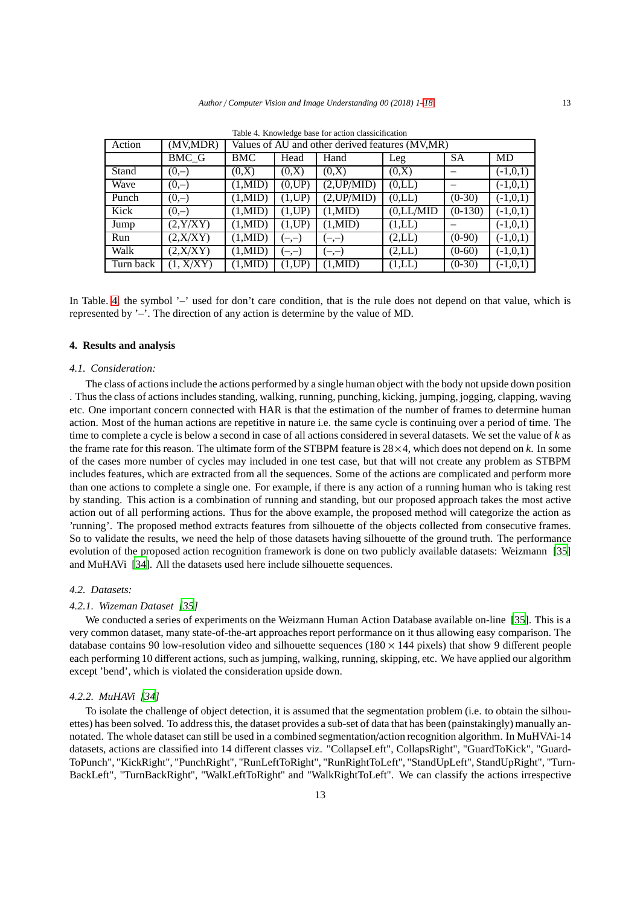Table 4. Knowledge base for action classicification

| Action | (MV,MDR) | Values of AU and other derived features (MV,MR) | | | | | |
|---|---|---|---|---|---|---|---|
| | BMC_G | BMC | Head | Hand | Leg | SA | MD |
| Stand | (0,–) | (0,X) | (0,X) | (0,X) | (0,X) | – | (-1,0,1) |
| Wave | (0,–) | (1,MID) | (0,UP) | (2,UP/MID) | (0,LL) | – | (-1,0,1) |
| Punch | (0,–) | (1,MID) | (1,UP) | (2,UP/MID) | (0,LL) | (0-30) | (-1,0,1) |
| Kick | (0,–) | (1,MID) | (1,UP) | (1,MID) | (0,LL/MID | (0-130) | (-1,0,1) |
| Jump | (2,Y/XY) | (1,MID) | (1,UP) | (1,MID) | (1,LL) | – | (-1,0,1) |
| Run | (2,X/XY) | (1,MID) | (–,–) | (–,–) | (2,LL) | (0-90) | (-1,0,1) |
| Walk | (2,X/XY) | (1,MID) | (–,–) | (–,–) | (2,LL) | (0-60) | (-1,0,1) |
| Turn back | (1, X/XY) | (1,MID) | (1,UP) | (1,MID) | (1,LL) | (0-30) | (-1,0,1) |

In Table. 4, the symbol '–' used for don't care condition, that is the rule does not depend on that value, which is represented by '–'. The direction of any action is determine by the value of MD.

## 4. Results and analysis

### 4.1. Consideration:

The class of actions include the actions performed by a single human object with the body not upside down position . Thus the class of actions includes standing, walking, running, punching, kicking, jumping, jogging, clapping, waving etc. One important concern connected with HAR is that the estimation of the number of frames to determine human action. Most of the human actions are repetitive in nature i.e. the same cycle is continuing over a period of time. The time to complete a cycle is below a second in case of all actions considered in several datasets. We set the value of $k$ as the frame rate for this reason. The ultimate form of the STBPM feature is $28\times4$, which does not depend on $k$. In some of the cases more number of cycles may included in one test case, but that will not create any problem as STBPM includes features, which are extracted from all the sequences. Some of the actions are complicated and perform more than one actions to complete a single one. For example, if there is any action of a running human who is taking rest by standing. This action is a combination of running and standing, but our proposed approach takes the most active action out of all performing actions. Thus for the above example, the proposed method will categorize the action as 'running'. The proposed method extracts features from silhouette of the objects collected from consecutive frames. So to validate the results, we need the help of those datasets having silhouette of the ground truth. The performance evolution of the proposed action recognition framework is done on two publicly available datasets: Weizmann [35] and MuHAVi [34]. All the datasets used here include silhouette sequences.

### 4.2. Datasets:

#### 4.2.1. Wizeman Dataset [35]

We conducted a series of experiments on the Weizmann Human Action Database available on-line [35]. This is a very common dataset, many state-of-the-art approaches report performance on it thus allowing easy comparison. The database contains 90 low-resolution video and silhouette sequences ($180\times144$ pixels) that show 9 different people each performing 10 different actions, such as jumping, walking, running, skipping, etc. We have applied our algorithm except 'bend', which is violated the consideration upside down.

#### 4.2.2. MuHAVi [34]

To isolate the challenge of object detection, it is assumed that the segmentation problem (i.e. to obtain the silhouettes) has been solved. To address this, the dataset provides a sub-set of data that has been (painstakingly) manually annotated. The whole dataset can still be used in a combined segmentation/action recognition algorithm. In MuHVAi-14 datasets, actions are classified into 14 different classes viz. "CollapseLeft", CollapsRight", "GuardToKick", "GuardToPunch", "KickRight", "PunchRight", "RunLeftToRight", "RunRightToLeft", "StandUpLeft", StandUpRight", "TurnBackLeft", "TurnBackRight", "WalkLeftToRight" and "WalkRightToLeft". We can classify the actions irrespective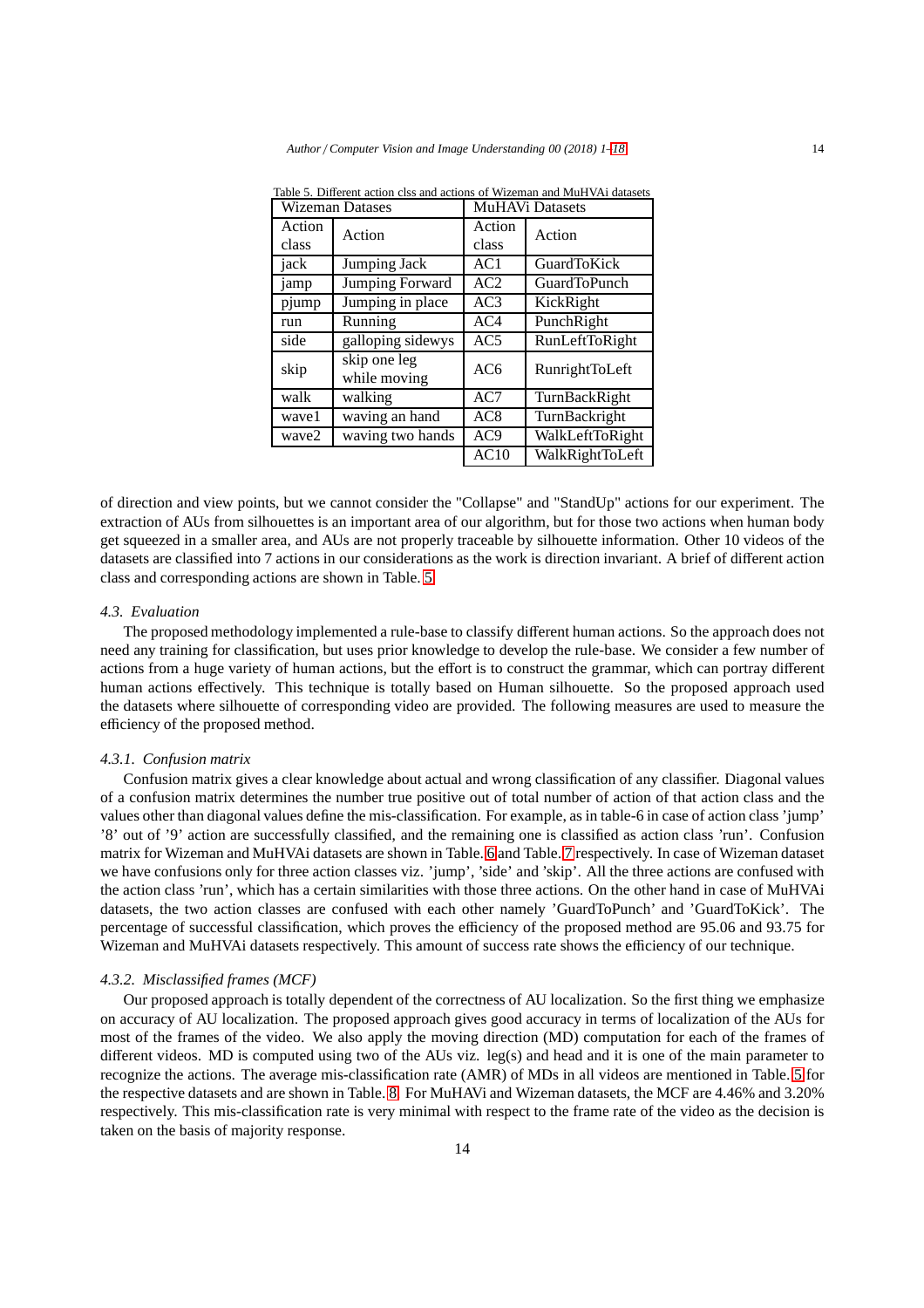Table 5. Different action clss and actions of Wizeman and MuHVAi datasets

| Wizeman Datases | | MuHAVi Datasets | |
|---|---|---|---|
| Action class | Action | Action class | Action |
| jack | Jumping Jack | AC1 | GuardToKick |
| jamp | Jumping Forward | AC2 | GuardToPunch |
| pjump | Jumping in place | AC3 | KickRight |
| run | Running | AC4 | PunchRight |
| side | galloping sidewys | AC5 | RunLeftToRight |
| skip | skip one leg while moving | AC6 | RunrightToLeft |
| walk | walking | AC7 | TurnBackRight |
| wave1 | waving an hand | AC8 | TurnBackright |
| wave2 | waving two hands | AC9 | WalkLeftToRight |
| | | AC10 | WalkRightToLeft |

of direction and view points, but we cannot consider the "Collapse" and "StandUp" actions for our experiment. The extraction of AUs from silhouettes is an important area of our algorithm, but for those two actions when human body get squeezed in a smaller area, and AUs are not properly traceable by silhouette information. Other 10 videos of the datasets are classified into 7 actions in our considerations as the work is direction invariant. A brief of different action class and corresponding actions are shown in Table. 5.

### *4.3. Evaluation*

The proposed methodology implemented a rule-base to classify different human actions. So the approach does not need any training for classification, but uses prior knowledge to develop the rule-base. We consider a few number of actions from a huge variety of human actions, but the effort is to construct the grammar, which can portray different human actions effectively. This technique is totally based on Human silhouette. So the proposed approach used the datasets where silhouette of corresponding video are provided. The following measures are used to measure the efficiency of the proposed method.

#### *4.3.1. Confusion matrix*

Confusion matrix gives a clear knowledge about actual and wrong classification of any classifier. Diagonal values of a confusion matrix determines the number true positive out of total number of action of that action class and the values other than diagonal values define the mis-classification. For example, as in table-6 in case of action class 'jump' '8' out of '9' action are successfully classified, and the remaining one is classified as action class 'run'. Confusion matrix for Wizeman and MuHVAi datasets are shown in Table. 6 and Table. 7 respectively. In case of Wizeman dataset we have confusions only for three action classes viz. 'jump', 'side' and 'skip'. All the three actions are confused with the action class 'run', which has a certain similarities with those three actions. On the other hand in case of MuHVAi datasets, the two action classes are confused with each other namely 'GuardToPunch' and 'GuardToKick'. The percentage of successful classification, which proves the efficiency of the proposed method are 95.06 and 93.75 for Wizeman and MuHVAi datasets respectively. This amount of success rate shows the efficiency of our technique.

#### *4.3.2. Misclassified frames (MCF)*

Our proposed approach is totally dependent of the correctness of AU localization. So the first thing we emphasize on accuracy of AU localization. The proposed approach gives good accuracy in terms of localization of the AUs for most of the frames of the video. We also apply the moving direction (MD) computation for each of the frames of different videos. MD is computed using two of the AUs viz. leg(s) and head and it is one of the main parameter to recognize the actions. The average mis-classification rate (AMR) of MDs in all videos are mentioned in Table. 5 for the respective datasets and are shown in Table. 8. For MuHAVi and Wizeman datasets, the MCF are 4.46% and 3.20% respectively. This mis-classification rate is very minimal with respect to the frame rate of the video as the decision is taken on the basis of majority response.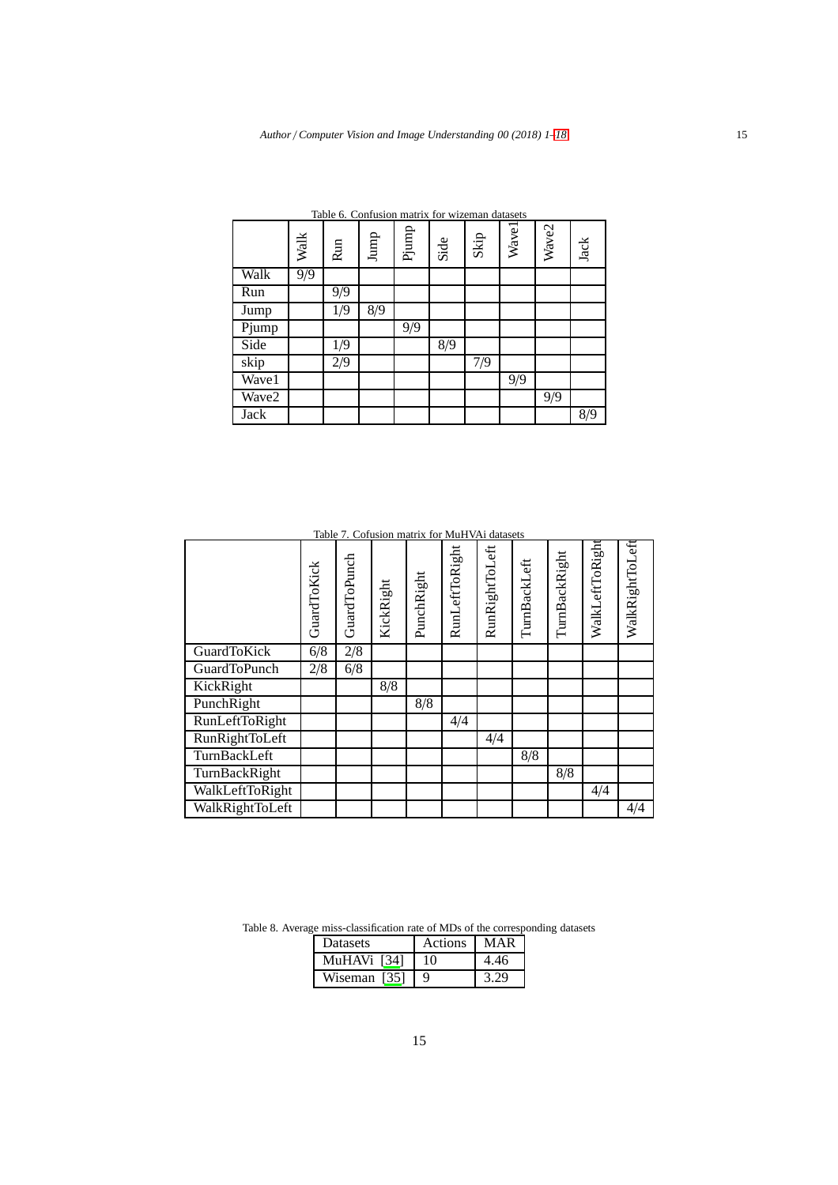Table 6. Confusion matrix for wizeman datasets

| | Walk | Run | Jump | Pjump | Side | Skip | Wave1 | Wave2 | Jack |
|---|---|---|---|---|---|---|---|---|---|
| Walk | 9/9 | | | | | | | | |
| Run | | 9/9 | | | | | | | |
| Jump | | 1/9 | 8/9 | | | | | | |
| Pjump | | | | 9/9 | | | | | |
| Side | | 1/9 | | | 8/9 | | | | |
| skip | | 2/9 | | | | 7/9 | | | |
| Wave1 | | | | | | | 9/9 | | |
| Wave2 | | | | | | | | 9/9 | |
| Jack | | | | | | | | | 8/9 |

Table 7. Cofusion matrix for MuHVAi datasets

| | GuardToKick | GuardToPunch | KickRight | PunchRight | RunLeftToRight | RunRightToLeft | TurnBackLeft | TurnBackRight | WalkLeftToRight | WalkRightToLeft |
|---|---|---|---|---|---|---|---|---|---|---|
| GuardToKick | 6/8 | 2/8 | | | | | | | | |
| GuardToPunch | 2/8 | 6/8 | | | | | | | | |
| KickRight | | | 8/8 | | | | | | | |
| PunchRight | | | | 8/8 | | | | | | |
| RunLeftToRight | | | | | 4/4 | | | | | |
| RunRightToLeft | | | | | | 4/4 | | | | |
| TurnBackLeft | | | | | | | 8/8 | | | |
| TurnBackRight | | | | | | | | 8/8 | | |
| WalkLeftToRight | | | | | | | | | 4/4 | |
| WalkRightToLeft | | | | | | | | | | 4/4 |

Table 8. Average miss-classification rate of MDs of the corresponding datasets

| Datasets | Actions | MAR |
|---|---|---|
| MuHAVi [34] | 10 | 4.46 |
| Wiseman [35] | 9 | 3.29 |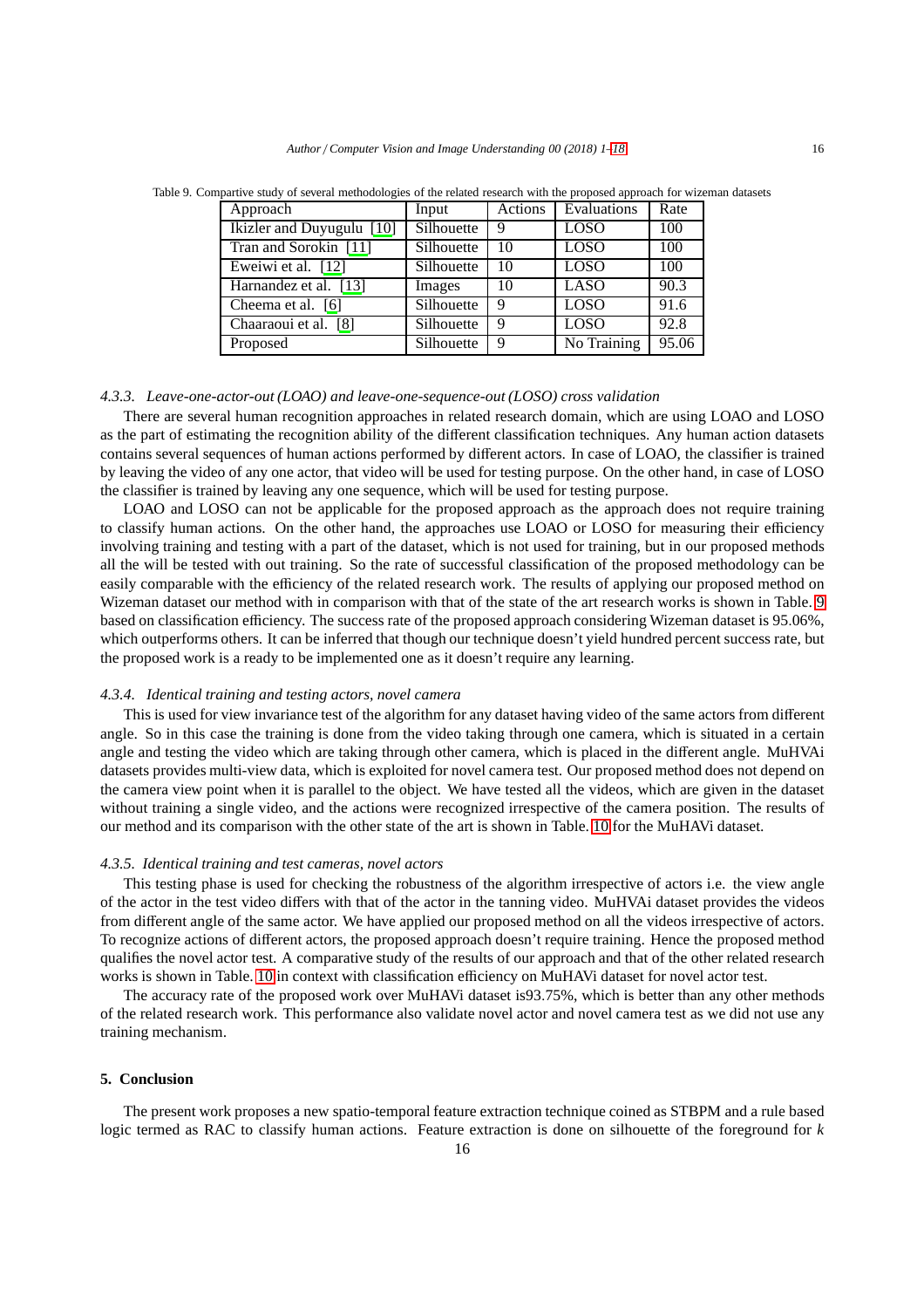Table 9. Compartive study of several methodologies of the related research with the proposed approach for wizeman datasets

| Approach | Input | Actions | Evaluations | Rate |
|---|---|---|---|---|
| Ikizler and Duyugulu [10] | Silhouette | 9 | LOSO | 100 |
| Tran and Sorokin [11] | Silhouette | 10 | LOSO | 100 |
| Eweiwi et al. [12] | Silhouette | 10 | LOSO | 100 |
| Harnandez et al. [13] | Images | 10 | LASO | 90.3 |
| Cheema et al. [6] | Silhouette | 9 | LOSO | 91.6 |
| Chaaraoui et al. [8] | Silhouette | 9 | LOSO | 92.8 |
| Proposed | Silhouette | 9 | No Training | 95.06 |

#### *4.3.3. Leave-one-actor-out (LOAO) and leave-one-sequence-out (LOSO) cross validation*

There are several human recognition approaches in related research domain, which are using LOAO and LOSO as the part of estimating the recognition ability of the different classification techniques. Any human action datasets contains several sequences of human actions performed by different actors. In case of LOAO, the classifier is trained by leaving the video of any one actor, that video will be used for testing purpose. On the other hand, in case of LOSO the classifier is trained by leaving any one sequence, which will be used for testing purpose.

LOAO and LOSO can not be applicable for the proposed approach as the approach does not require training to classify human actions. On the other hand, the approaches use LOAO or LOSO for measuring their efficiency involving training and testing with a part of the dataset, which is not used for training, but in our proposed methods all the will be tested with out training. So the rate of successful classification of the proposed methodology can be easily comparable with the efficiency of the related research work. The results of applying our proposed method on Wizeman dataset our method with in comparison with that of the state of the art research works is shown in Table. 9 based on classification efficiency. The success rate of the proposed approach considering Wizeman dataset is 95.06%, which outperforms others. It can be inferred that though our technique doesn't yield hundred percent success rate, but the proposed work is a ready to be implemented one as it doesn't require any learning.

#### *4.3.4. Identical training and testing actors, novel camera*

This is used for view invariance test of the algorithm for any dataset having video of the same actors from different angle. So in this case the training is done from the video taking through one camera, which is situated in a certain angle and testing the video which are taking through other camera, which is placed in the different angle. MuHVAi datasets provides multi-view data, which is exploited for novel camera test. Our proposed method does not depend on the camera view point when it is parallel to the object. We have tested all the videos, which are given in the dataset without training a single video, and the actions were recognized irrespective of the camera position. The results of our method and its comparison with the other state of the art is shown in Table. 10 for the MuHAVi dataset.

#### *4.3.5. Identical training and test cameras, novel actors*

This testing phase is used for checking the robustness of the algorithm irrespective of actors i.e. the view angle of the actor in the test video differs with that of the actor in the tanning video. MuHVAi dataset provides the videos from different angle of the same actor. We have applied our proposed method on all the videos irrespective of actors. To recognize actions of different actors, the proposed approach doesn't require training. Hence the proposed method qualifies the novel actor test. A comparative study of the results of our approach and that of the other related research works is shown in Table. 10 in context with classification efficiency on MuHAVi dataset for novel actor test.

The accuracy rate of the proposed work over MuHAVi dataset is93.75%, which is better than any other methods of the related research work. This performance also validate novel actor and novel camera test as we did not use any training mechanism.

## 5. Conclusion

The present work proposes a new spatio-temporal feature extraction technique coined as STBPM and a rule based logic termed as RAC to classify human actions. Feature extraction is done on silhouette of the foreground for *k*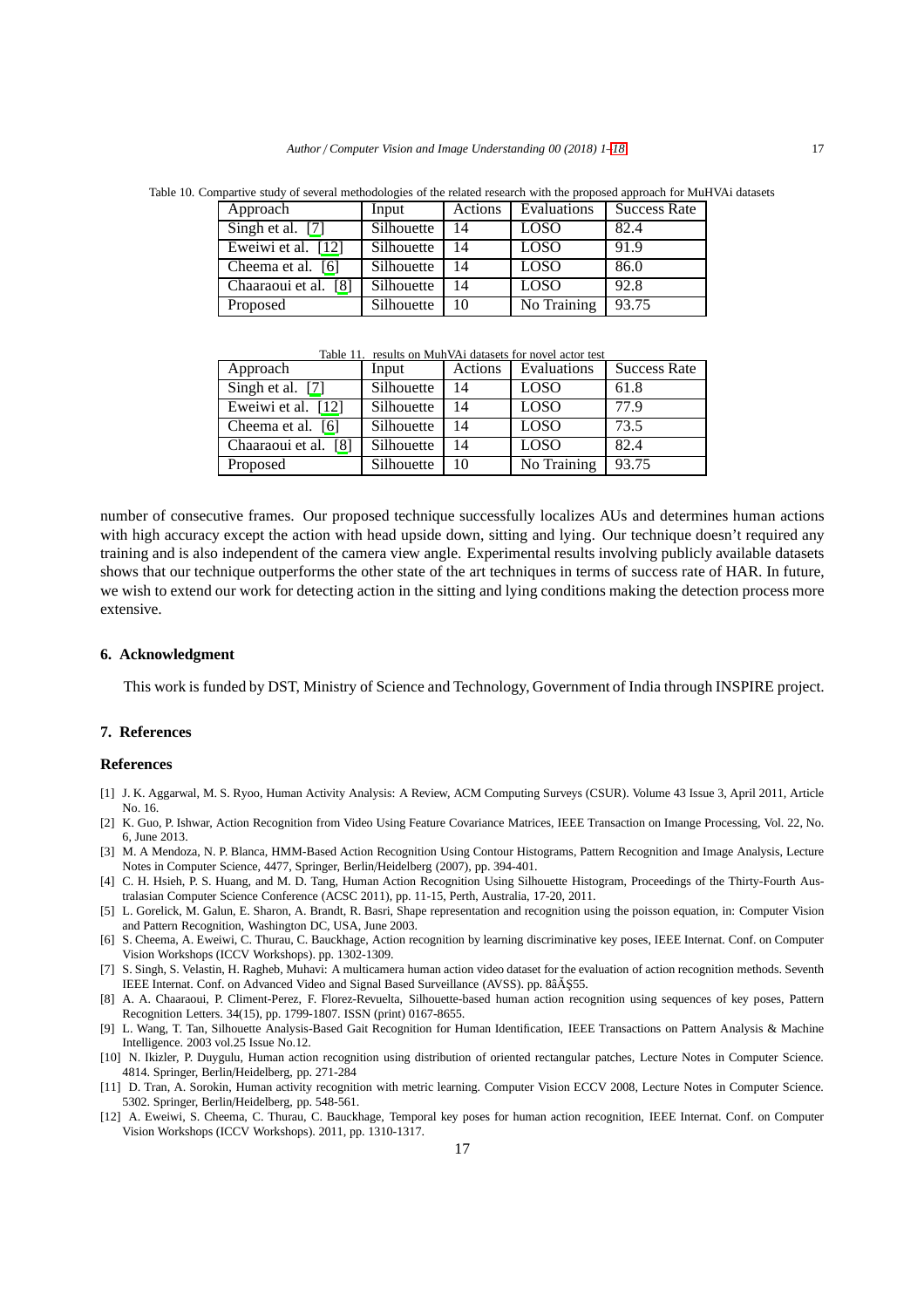Table 10. Compartive study of several methodologies of the related research with the proposed approach for MuHVAi datasets

| Approach | Input | Actions | Evaluations | Success Rate |
|---|---|---|---|---|
| Singh et al. [7] | Silhouette | 14 | LOSO | 82.4 |
| Eweiwi et al. [12] | Silhouette | 14 | LOSO | 91.9 |
| Cheema et al. [6] | Silhouette | 14 | LOSO | 86.0 |
| Chaaraoui et al. [8] | Silhouette | 14 | LOSO | 92.8 |
| Proposed | Silhouette | 10 | No Training | 93.75 |

Table 11. results on MuhVAi datasets for novel actor test

| Approach | Input | Actions | Evaluations | Success Rate |
|---|---|---|---|---|
| Singh et al. [7] | Silhouette | 14 | LOSO | 61.8 |
| Eweiwi et al. [12] | Silhouette | 14 | LOSO | 77.9 |
| Cheema et al. [6] | Silhouette | 14 | LOSO | 73.5 |
| Chaaraoui et al. [8] | Silhouette | 14 | LOSO | 82.4 |
| Proposed | Silhouette | 10 | No Training | 93.75 |

number of consecutive frames. Our proposed technique successfully localizes AUs and determines human actions with high accuracy except the action with head upside down, sitting and lying. Our technique doesn't required any training and is also independent of the camera view angle. Experimental results involving publicly available datasets shows that our technique outperforms the other state of the art techniques in terms of success rate of HAR. In future, we wish to extend our work for detecting action in the sitting and lying conditions making the detection process more extensive.

## 6. Acknowledgment

This work is funded by DST, Ministry of Science and Technology, Government of India through INSPIRE project.

## 7. References

## References

[1] J. K. Aggarwal, M. S. Ryoo, Human Activity Analysis: A Review, ACM Computing Surveys (CSUR). Volume 43 Issue 3, April 2011, Article No. 16.

[2] K. Guo, P. Ishwar, Action Recognition from Video Using Feature Covariance Matrices, IEEE Transaction on Imange Processing, Vol. 22, No. 6, June 2013.

[3] M. A Mendoza, N. P. Blanca, HMM-Based Action Recognition Using Contour Histograms, Pattern Recognition and Image Analysis, Lecture Notes in Computer Science, 4477, Springer, Berlin/Heidelberg (2007), pp. 394-401.

[4] C. H. Hsieh, P. S. Huang, and M. D. Tang, Human Action Recognition Using Silhouette Histogram, Proceedings of the Thirty-Fourth Australasian Computer Science Conference (ACSC 2011), pp. 11-15, Perth, Australia, 17-20, 2011.

[5] L. Gorelick, M. Galun, E. Sharon, A. Brandt, R. Basri, Shape representation and recognition using the poisson equation, in: Computer Vision and Pattern Recognition, Washington DC, USA, June 2003.

[6] S. Cheema, A. Eweiwi, C. Thurau, C. Bauckhage, Action recognition by learning discriminative key poses, IEEE Internat. Conf. on Computer Vision Workshops (ICCV Workshops). pp. 1302-1309.

[7] S. Singh, S. Velastin, H. Ragheb, Muhavi: A multicamera human action video dataset for the evaluation of action recognition methods. Seventh IEEE Internat. Conf. on Advanced Video and Signal Based Surveillance (AVSS). pp. 8âĂŞ55.

[8] A. A. Chaaraoui, P. Climent-Perez, F. Florez-Revuelta, Silhouette-based human action recognition using sequences of key poses, Pattern Recognition Letters. 34(15), pp. 1799-1807. ISSN (print) 0167-8655.

[9] L. Wang, T. Tan, Silhouette Analysis-Based Gait Recognition for Human Identification, IEEE Transactions on Pattern Analysis & Machine Intelligence. 2003 vol.25 Issue No.12.

[10] N. Ikizler, P. Duygulu, Human action recognition using distribution of oriented rectangular patches, Lecture Notes in Computer Science. 4814. Springer, Berlin/Heidelberg, pp. 271-284

[11] D. Tran, A. Sorokin, Human activity recognition with metric learning. Computer Vision ECCV 2008, Lecture Notes in Computer Science. 5302. Springer, Berlin/Heidelberg, pp. 548-561.

[12] A. Eweiwi, S. Cheema, C. Thurau, C. Bauckhage, Temporal key poses for human action recognition, IEEE Internat. Conf. on Computer Vision Workshops (ICCV Workshops). 2011, pp. 1310-1317.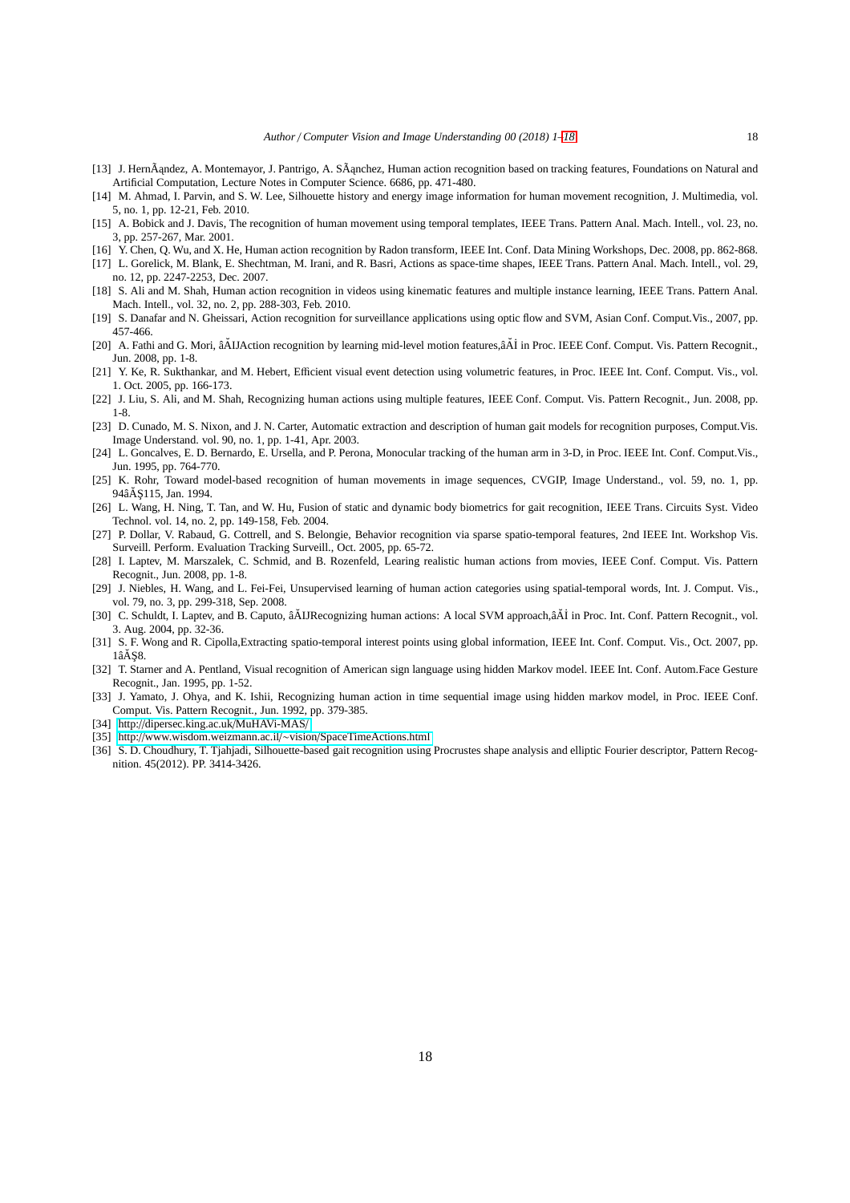[13] J. HernÃąndez, A. Montemayor, J. Pantrigo, A. SÃąnchez, Human action recognition based on tracking features, Foundations on Natural and Artificial Computation, Lecture Notes in Computer Science. 6686, pp. 471-480.

[14] M. Ahmad, I. Parvin, and S. W. Lee, Silhouette history and energy image information for human movement recognition, J. Multimedia, vol. 5, no. 1, pp. 12-21, Feb. 2010.

[15] A. Bobick and J. Davis, The recognition of human movement using temporal templates, IEEE Trans. Pattern Anal. Mach. Intell., vol. 23, no. 3, pp. 257-267, Mar. 2001.

[16] Y. Chen, Q. Wu, and X. He, Human action recognition by Radon transform, IEEE Int. Conf. Data Mining Workshops, Dec. 2008, pp. 862-868.

[17] L. Gorelick, M. Blank, E. Shechtman, M. Irani, and R. Basri, Actions as space-time shapes, IEEE Trans. Pattern Anal. Mach. Intell., vol. 29, no. 12, pp. 2247-2253, Dec. 2007.

[18] S. Ali and M. Shah, Human action recognition in videos using kinematic features and multiple instance learning, IEEE Trans. Pattern Anal. Mach. Intell., vol. 32, no. 2, pp. 288-303, Feb. 2010.

[19] S. Danafar and N. Gheissari, Action recognition for surveillance applications using optic flow and SVM, Asian Conf. Comput.Vis., 2007, pp. 457-466.

[20] A. Fathi and G. Mori, âĂIJAction recognition by learning mid-level motion features,âĂİ in Proc. IEEE Conf. Comput. Vis. Pattern Recognit., Jun. 2008, pp. 1-8.

[21] Y. Ke, R. Sukthankar, and M. Hebert, Efficient visual event detection using volumetric features, in Proc. IEEE Int. Conf. Comput. Vis., vol. 1. Oct. 2005, pp. 166-173.

[22] J. Liu, S. Ali, and M. Shah, Recognizing human actions using multiple features, IEEE Conf. Comput. Vis. Pattern Recognit., Jun. 2008, pp. 1-8.

[23] D. Cunado, M. S. Nixon, and J. N. Carter, Automatic extraction and description of human gait models for recognition purposes, Comput.Vis. Image Understand. vol. 90, no. 1, pp. 1-41, Apr. 2003.

[24] L. Goncalves, E. D. Bernardo, E. Ursella, and P. Perona, Monocular tracking of the human arm in 3-D, in Proc. IEEE Int. Conf. Comput.Vis., Jun. 1995, pp. 764-770.

[25] K. Rohr, Toward model-based recognition of human movements in image sequences, CVGIP, Image Understand., vol. 59, no. 1, pp. 94âĂŞ115, Jan. 1994.

[26] L. Wang, H. Ning, T. Tan, and W. Hu, Fusion of static and dynamic body biometrics for gait recognition, IEEE Trans. Circuits Syst. Video Technol. vol. 14, no. 2, pp. 149-158, Feb. 2004.

[27] P. Dollar, V. Rabaud, G. Cottrell, and S. Belongie, Behavior recognition via sparse spatio-temporal features, 2nd IEEE Int. Workshop Vis. Surveill. Perform. Evaluation Tracking Surveill., Oct. 2005, pp. 65-72.

[28] I. Laptev, M. Marszalek, C. Schmid, and B. Rozenfeld, Learing realistic human actions from movies, IEEE Conf. Comput. Vis. Pattern Recognit., Jun. 2008, pp. 1-8.

[29] J. Niebles, H. Wang, and L. Fei-Fei, Unsupervised learning of human action categories using spatial-temporal words, Int. J. Comput. Vis., vol. 79, no. 3, pp. 299-318, Sep. 2008.

[30] C. Schuldt, I. Laptev, and B. Caputo, âĂIJRecognizing human actions: A local SVM approach,âĂİ in Proc. Int. Conf. Pattern Recognit., vol. 3. Aug. 2004, pp. 32-36.

[31] S. F. Wong and R. Cipolla,Extracting spatio-temporal interest points using global information, IEEE Int. Conf. Comput. Vis., Oct. 2007, pp. 1âĂŞ8.

[32] T. Starner and A. Pentland, Visual recognition of American sign language using hidden Markov model. IEEE Int. Conf. Autom.Face Gesture Recognit., Jan. 1995, pp. 1-52.

[33] J. Yamato, J. Ohya, and K. Ishii, Recognizing human action in time sequential image using hidden markov model, in Proc. IEEE Conf. Comput. Vis. Pattern Recognit., Jun. 1992, pp. 379-385.

[34] http://dipersec.king.ac.uk/MuHAVi-MAS/

[35] http://www.wisdom.weizmann.ac.il/~vision/SpaceTimeActions.html

[36] S. D. Choudhury, T. Tjahjadi, Silhouette-based gait recognition using Procrustes shape analysis and elliptic Fourier descriptor, Pattern Recognition. 45(2012). PP. 3414-3426.